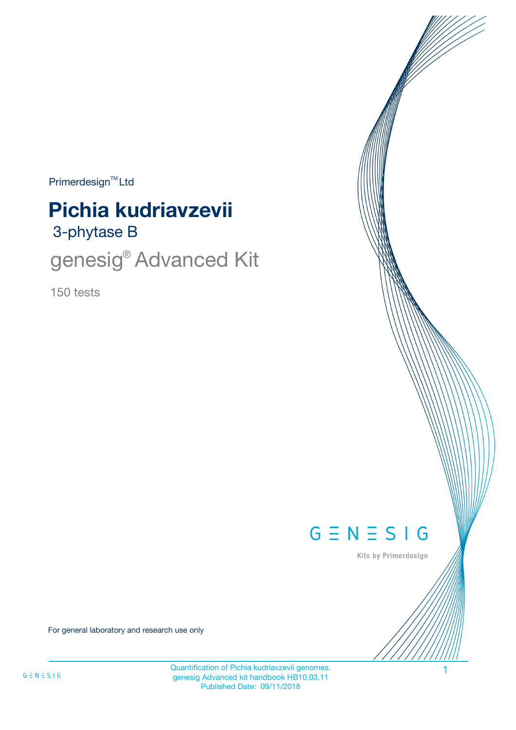Primerdesign™ Ltd

# Pichia kudriavzevii

## 3-phytase B

## genesig® Advanced Kit

150 tests

GENESIG

Kits by Primerdesign

For general laboratory and research use only

Quantification of Pichia kudriavzevii genomes.
genesig Advanced kit handbook HB10.03.11
Published Date: 09/11/2018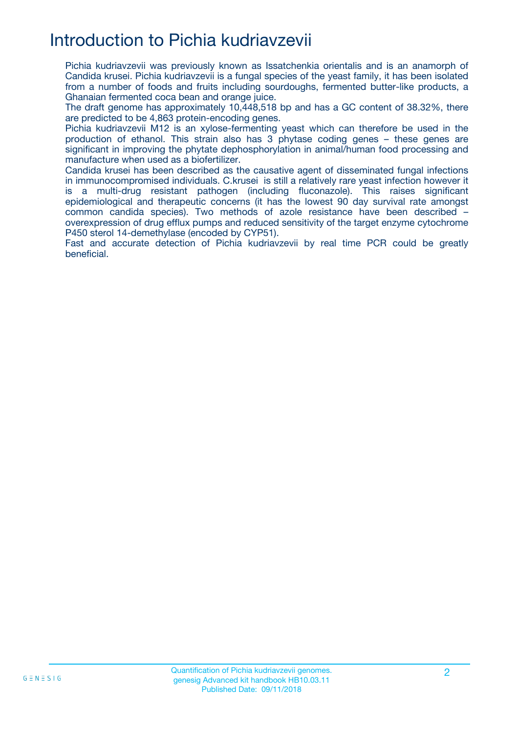# Introduction to Pichia kudriavzevii

Pichia kudriavzevii was previously known as Issatchenkia orientalis and is an anamorph of Candida krusei. Pichia kudriavzevii is a fungal species of the yeast family, it has been isolated from a number of foods and fruits including sourdoughs, fermented butter-like products, a Ghanaian fermented coca bean and orange juice.

The draft genome has approximately 10,448,518 bp and has a GC content of 38.32%, there are predicted to be 4,863 protein-encoding genes.

Pichia kudriavzevii M12 is an xylose-fermenting yeast which can therefore be used in the production of ethanol. This strain also has 3 phytase coding genes – these genes are significant in improving the phytate dephosphorylation in animal/human food processing and manufacture when used as a biofertilizer.

Candida krusei has been described as the causative agent of disseminated fungal infections in immunocompromised individuals. C.krusei is still a relatively rare yeast infection however it is a multi-drug resistant pathogen (including fluconazole). This raises significant epidemiological and therapeutic concerns (it has the lowest 90 day survival rate amongst common candida species). Two methods of azole resistance have been described – overexpression of drug efflux pumps and reduced sensitivity of the target enzyme cytochrome P450 sterol 14-demethylase (encoded by CYP51).

Fast and accurate detection of Pichia kudriavzevii by real time PCR could be greatly beneficial.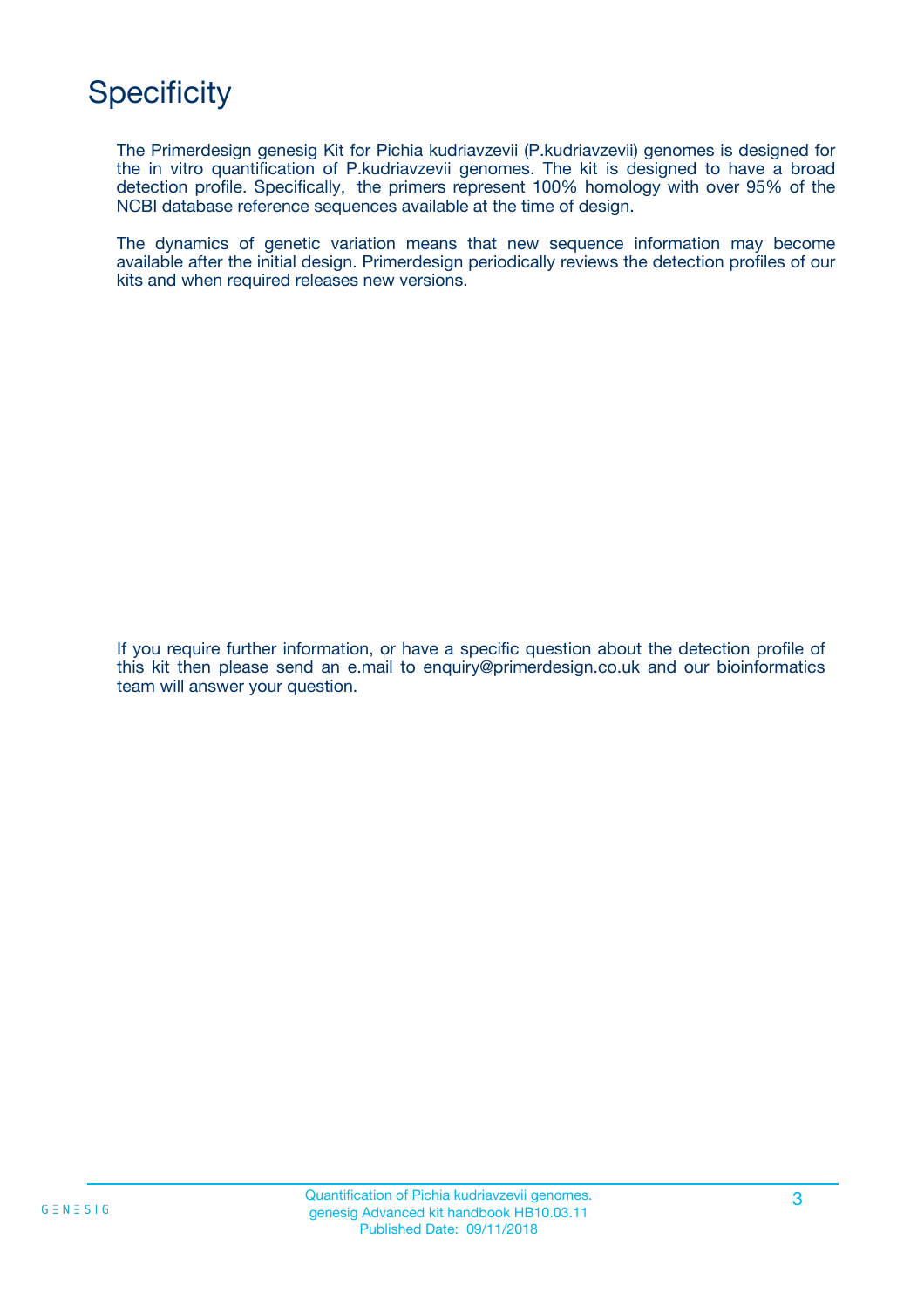# Specificity

The Primerdesign genesig Kit for Pichia kudriavzevii (P.kudriavzevii) genomes is designed for the in vitro quantification of P.kudriavzevii genomes. The kit is designed to have a broad detection profile. Specifically, the primers represent 100% homology with over 95% of the NCBI database reference sequences available at the time of design.

The dynamics of genetic variation means that new sequence information may become available after the initial design. Primerdesign periodically reviews the detection profiles of our kits and when required releases new versions.

If you require further information, or have a specific question about the detection profile of this kit then please send an e.mail to enquiry@primerdesign.co.uk and our bioinformatics team will answer your question.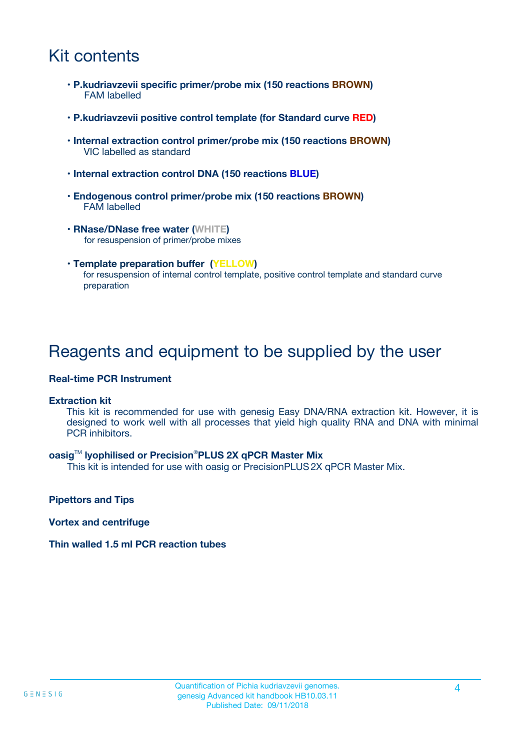# Kit contents

- **P.kudriavzevii specific primer/probe mix (150 reactions BROWN)**
  FAM labelled
- **P.kudriavzevii positive control template (for Standard curve RED)**
- **Internal extraction control primer/probe mix (150 reactions BROWN)**
  VIC labelled as standard
- **Internal extraction control DNA (150 reactions BLUE)**
- **Endogenous control primer/probe mix (150 reactions BROWN)**
  FAM labelled
- **RNase/DNase free water (WHITE)**
  for resuspension of primer/probe mixes
- **Template preparation buffer (YELLOW)**
  for resuspension of internal control template, positive control template and standard curve preparation

# Reagents and equipment to be supplied by the user

**Real-time PCR Instrument**

**Extraction kit**

This kit is recommended for use with genesig Easy DNA/RNA extraction kit. However, it is designed to work well with all processes that yield high quality RNA and DNA with minimal PCR inhibitors.

**oasig™ lyophilised or Precision®PLUS 2X qPCR Master Mix**

This kit is intended for use with oasig or PrecisionPLUS 2X qPCR Master Mix.

**Pipettors and Tips**

**Vortex and centrifuge**

**Thin walled 1.5 ml PCR reaction tubes**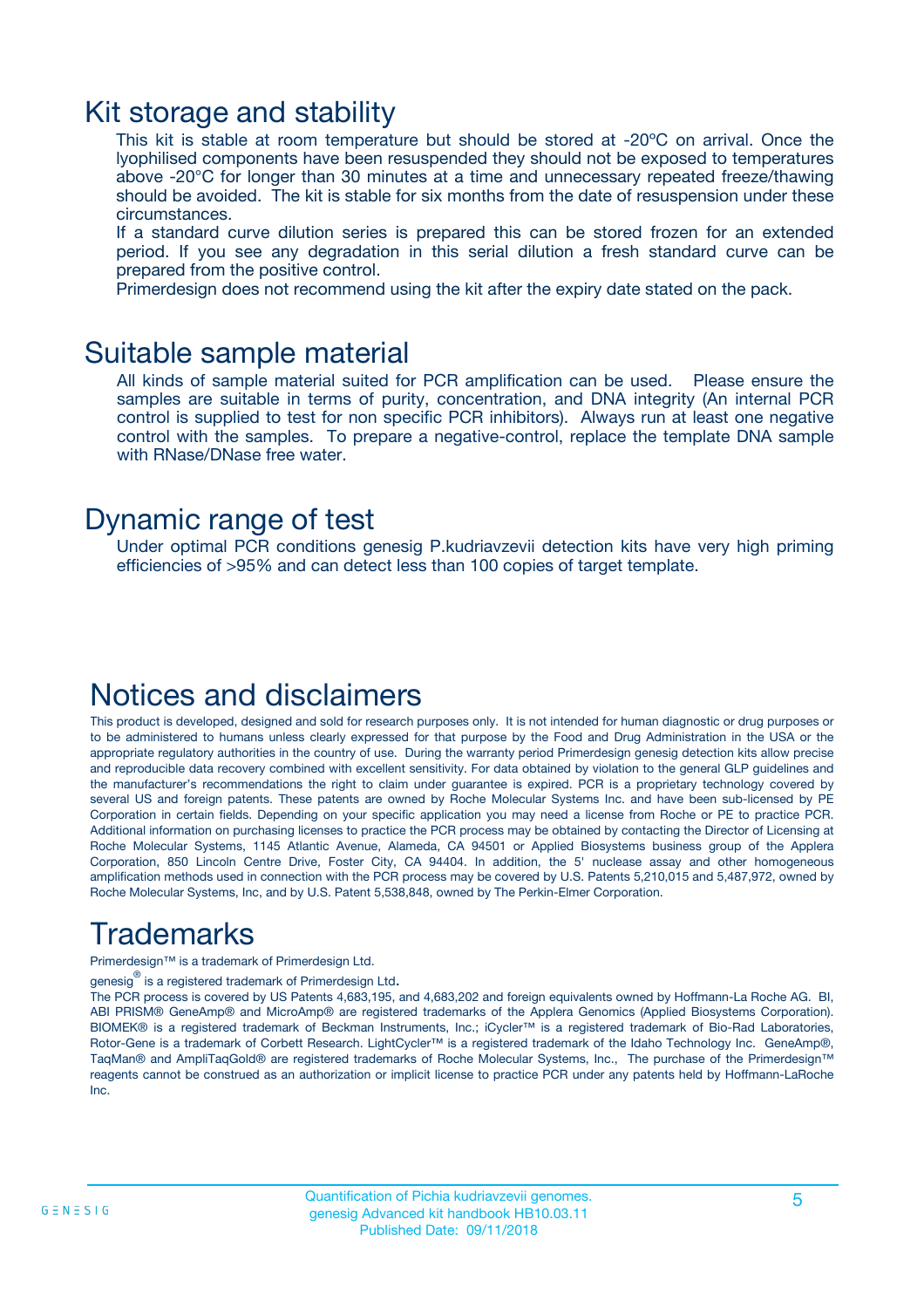## Kit storage and stability

This kit is stable at room temperature but should be stored at -20ºC on arrival. Once the lyophilised components have been resuspended they should not be exposed to temperatures above -20°C for longer than 30 minutes at a time and unnecessary repeated freeze/thawing should be avoided. The kit is stable for six months from the date of resuspension under these circumstances.

If a standard curve dilution series is prepared this can be stored frozen for an extended period. If you see any degradation in this serial dilution a fresh standard curve can be prepared from the positive control.

Primerdesign does not recommend using the kit after the expiry date stated on the pack.

## Suitable sample material

All kinds of sample material suited for PCR amplification can be used. Please ensure the samples are suitable in terms of purity, concentration, and DNA integrity (An internal PCR control is supplied to test for non specific PCR inhibitors). Always run at least one negative control with the samples. To prepare a negative-control, replace the template DNA sample with RNase/DNase free water.

## Dynamic range of test

Under optimal PCR conditions genesig P.kudriavzevii detection kits have very high priming efficiencies of >95% and can detect less than 100 copies of target template.

## Notices and disclaimers

This product is developed, designed and sold for research purposes only. It is not intended for human diagnostic or drug purposes or to be administered to humans unless clearly expressed for that purpose by the Food and Drug Administration in the USA or the appropriate regulatory authorities in the country of use. During the warranty period Primerdesign genesig detection kits allow precise and reproducible data recovery combined with excellent sensitivity. For data obtained by violation to the general GLP guidelines and the manufacturer's recommendations the right to claim under guarantee is expired. PCR is a proprietary technology covered by several US and foreign patents. These patents are owned by Roche Molecular Systems Inc. and have been sub-licensed by PE Corporation in certain fields. Depending on your specific application you may need a license from Roche or PE to practice PCR. Additional information on purchasing licenses to practice the PCR process may be obtained by contacting the Director of Licensing at Roche Molecular Systems, 1145 Atlantic Avenue, Alameda, CA 94501 or Applied Biosystems business group of the Applera Corporation, 850 Lincoln Centre Drive, Foster City, CA 94404. In addition, the 5' nuclease assay and other homogeneous amplification methods used in connection with the PCR process may be covered by U.S. Patents 5,210,015 and 5,487,972, owned by Roche Molecular Systems, Inc, and by U.S. Patent 5,538,848, owned by The Perkin-Elmer Corporation.

## Trademarks

Primerdesign™ is a trademark of Primerdesign Ltd.

genesig® is a registered trademark of Primerdesign Ltd.

The PCR process is covered by US Patents 4,683,195, and 4,683,202 and foreign equivalents owned by Hoffmann-La Roche AG. BI, ABI PRISM® GeneAmp® and MicroAmp® are registered trademarks of the Applera Genomics (Applied Biosystems Corporation). BIOMEK® is a registered trademark of Beckman Instruments, Inc.; iCycler™ is a registered trademark of Bio-Rad Laboratories, Rotor-Gene is a trademark of Corbett Research. LightCycler™ is a registered trademark of the Idaho Technology Inc. GeneAmp®, TaqMan® and AmpliTaqGold® are registered trademarks of Roche Molecular Systems, Inc., The purchase of the Primerdesign™ reagents cannot be construed as an authorization or implicit license to practice PCR under any patents held by Hoffmann-LaRoche Inc.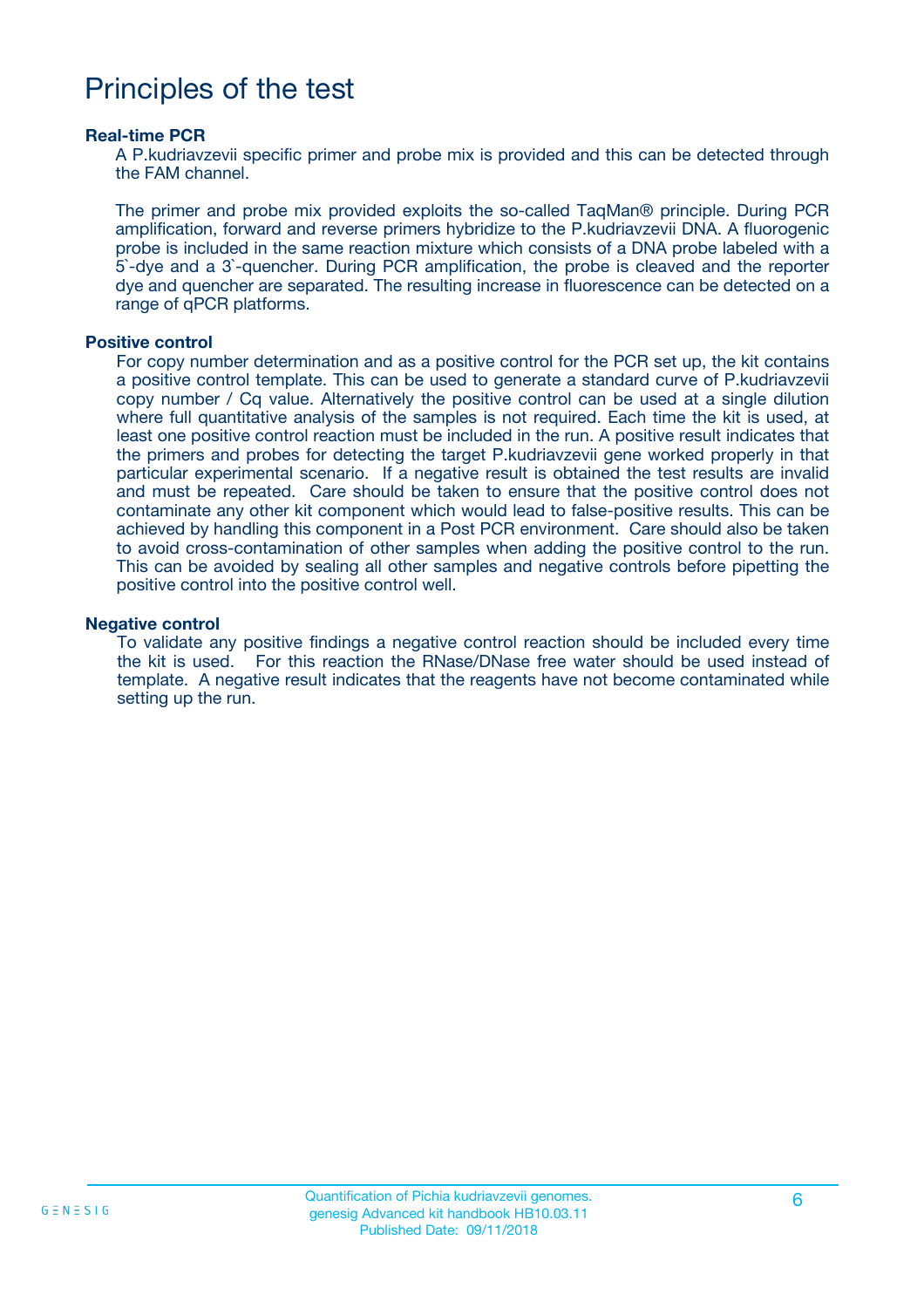# Principles of the test

### Real-time PCR

A P.kudriavzevii specific primer and probe mix is provided and this can be detected through the FAM channel.

The primer and probe mix provided exploits the so-called TaqMan® principle. During PCR amplification, forward and reverse primers hybridize to the P.kudriavzevii DNA. A fluorogenic probe is included in the same reaction mixture which consists of a DNA probe labeled with a 5`-dye and a 3`-quencher. During PCR amplification, the probe is cleaved and the reporter dye and quencher are separated. The resulting increase in fluorescence can be detected on a range of qPCR platforms.

### Positive control

For copy number determination and as a positive control for the PCR set up, the kit contains a positive control template. This can be used to generate a standard curve of P.kudriavzevii copy number / Cq value. Alternatively the positive control can be used at a single dilution where full quantitative analysis of the samples is not required. Each time the kit is used, at least one positive control reaction must be included in the run. A positive result indicates that the primers and probes for detecting the target P.kudriavzevii gene worked properly in that particular experimental scenario. If a negative result is obtained the test results are invalid and must be repeated. Care should be taken to ensure that the positive control does not contaminate any other kit component which would lead to false-positive results. This can be achieved by handling this component in a Post PCR environment. Care should also be taken to avoid cross-contamination of other samples when adding the positive control to the run. This can be avoided by sealing all other samples and negative controls before pipetting the positive control into the positive control well.

### Negative control

To validate any positive findings a negative control reaction should be included every time the kit is used. For this reaction the RNase/DNase free water should be used instead of template. A negative result indicates that the reagents have not become contaminated while setting up the run.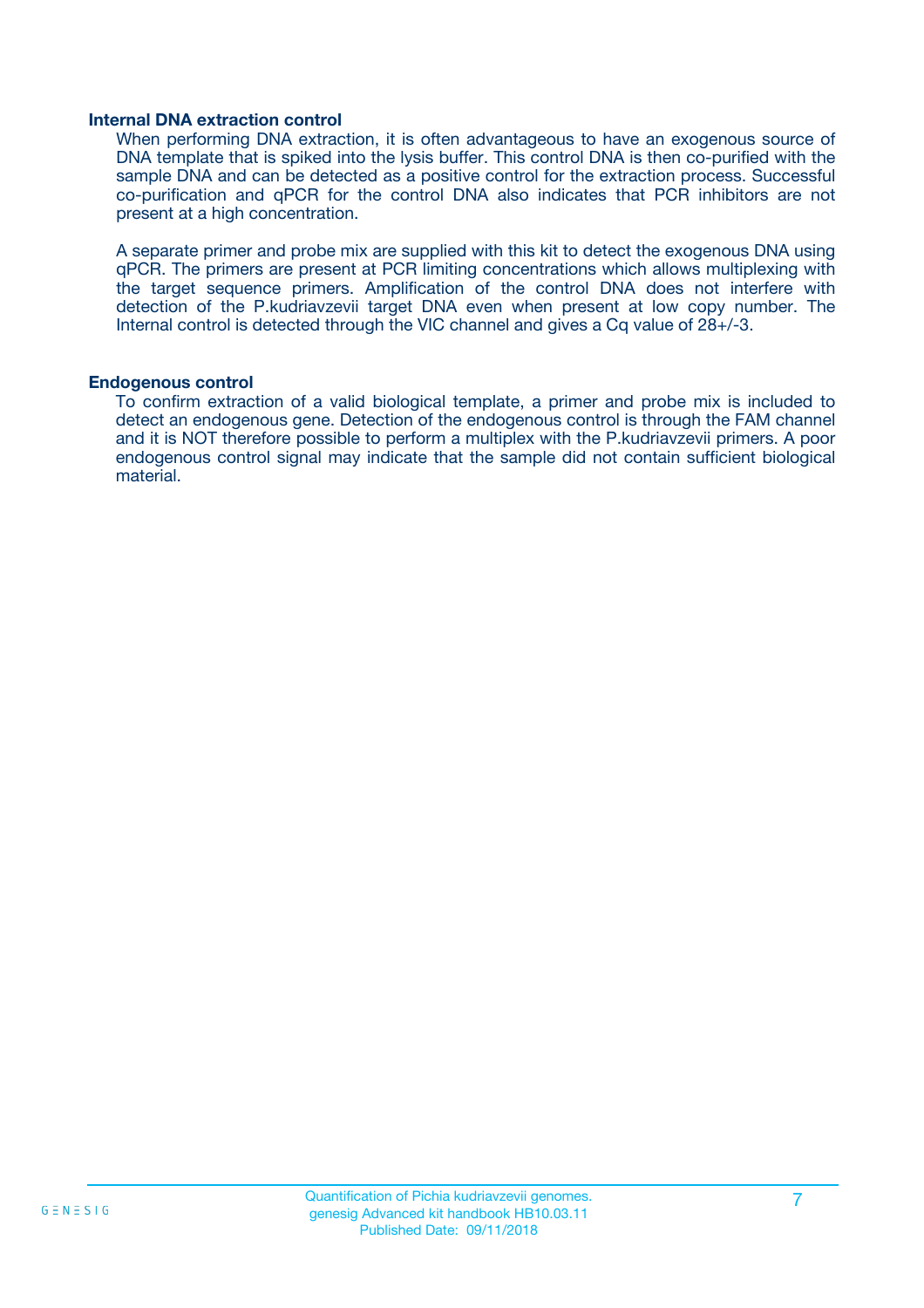### Internal DNA extraction control

When performing DNA extraction, it is often advantageous to have an exogenous source of DNA template that is spiked into the lysis buffer. This control DNA is then co-purified with the sample DNA and can be detected as a positive control for the extraction process. Successful co-purification and qPCR for the control DNA also indicates that PCR inhibitors are not present at a high concentration.

A separate primer and probe mix are supplied with this kit to detect the exogenous DNA using qPCR. The primers are present at PCR limiting concentrations which allows multiplexing with the target sequence primers. Amplification of the control DNA does not interfere with detection of the P.kudriavzevii target DNA even when present at low copy number. The Internal control is detected through the VIC channel and gives a Cq value of 28+/-3.

### Endogenous control

To confirm extraction of a valid biological template, a primer and probe mix is included to detect an endogenous gene. Detection of the endogenous control is through the FAM channel and it is NOT therefore possible to perform a multiplex with the P.kudriavzevii primers. A poor endogenous control signal may indicate that the sample did not contain sufficient biological material.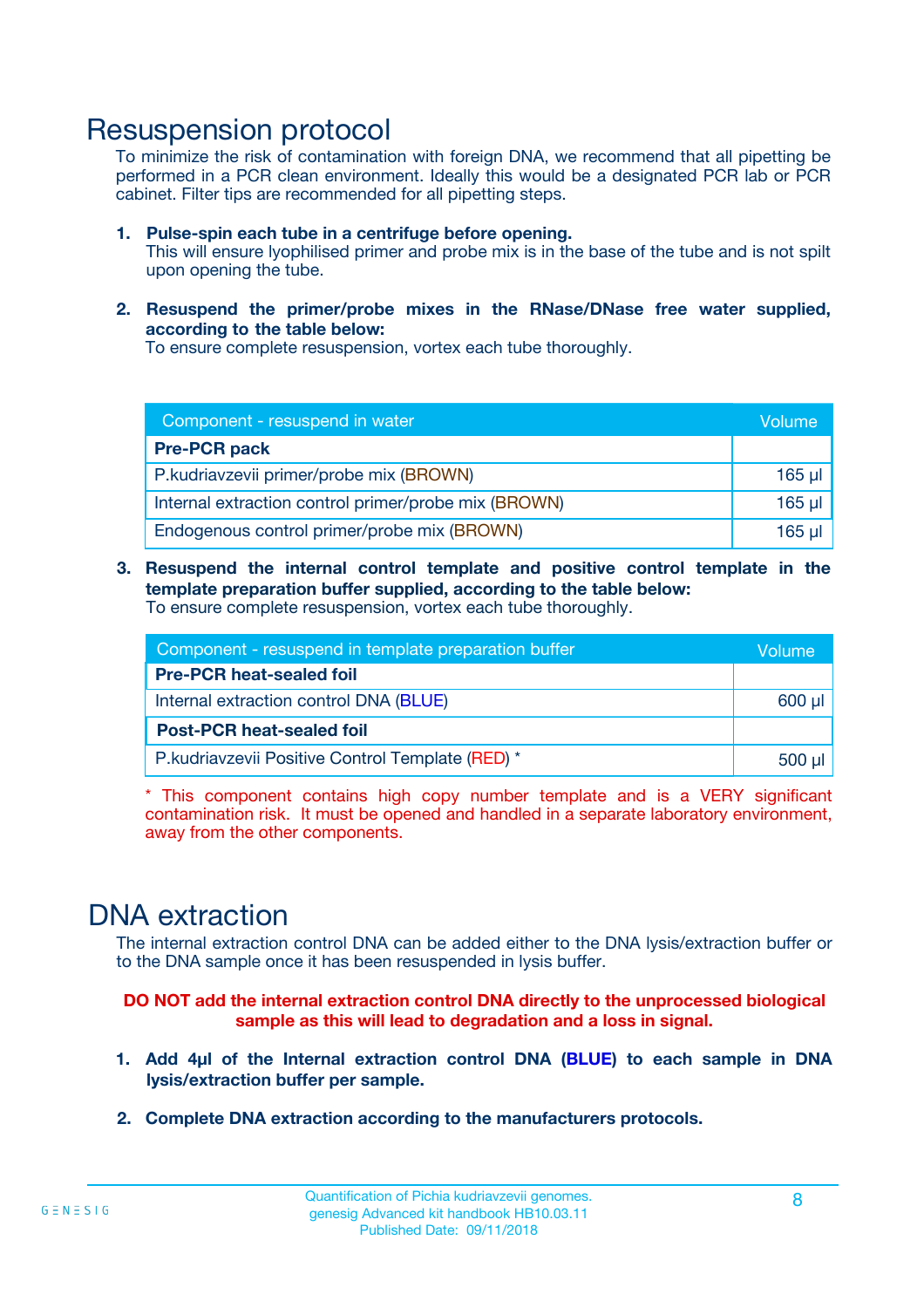# Resuspension protocol

To minimize the risk of contamination with foreign DNA, we recommend that all pipetting be performed in a PCR clean environment. Ideally this would be a designated PCR lab or PCR cabinet. Filter tips are recommended for all pipetting steps.

1. **Pulse-spin each tube in a centrifuge before opening.**
   This will ensure lyophilised primer and probe mix is in the base of the tube and is not spilt upon opening the tube.

2. **Resuspend the primer/probe mixes in the RNase/DNase free water supplied, according to the table below:**
   To ensure complete resuspension, vortex each tube thoroughly.

| Component - resuspend in water | Volume |
|---|---|
| **Pre-PCR pack** | |
| P.kudriavzevii primer/probe mix (BROWN) | 165 µl |
| Internal extraction control primer/probe mix (BROWN) | 165 µl |
| Endogenous control primer/probe mix (BROWN) | 165 µl |

3. **Resuspend the internal control template and positive control template in the template preparation buffer supplied, according to the table below:**
   To ensure complete resuspension, vortex each tube thoroughly.

| Component - resuspend in template preparation buffer | Volume |
|---|---|
| **Pre-PCR heat-sealed foil** | |
| Internal extraction control DNA (BLUE) | 600 µl |
| **Post-PCR heat-sealed foil** | |
| P.kudriavzevii Positive Control Template (RED) * | 500 µl |

* This component contains high copy number template and is a VERY significant contamination risk. It must be opened and handled in a separate laboratory environment, away from the other components.

# DNA extraction

The internal extraction control DNA can be added either to the DNA lysis/extraction buffer or to the DNA sample once it has been resuspended in lysis buffer.

**DO NOT add the internal extraction control DNA directly to the unprocessed biological sample as this will lead to degradation and a loss in signal.**

1. **Add 4µl of the Internal extraction control DNA (BLUE) to each sample in DNA lysis/extraction buffer per sample.**

2. **Complete DNA extraction according to the manufacturers protocols.**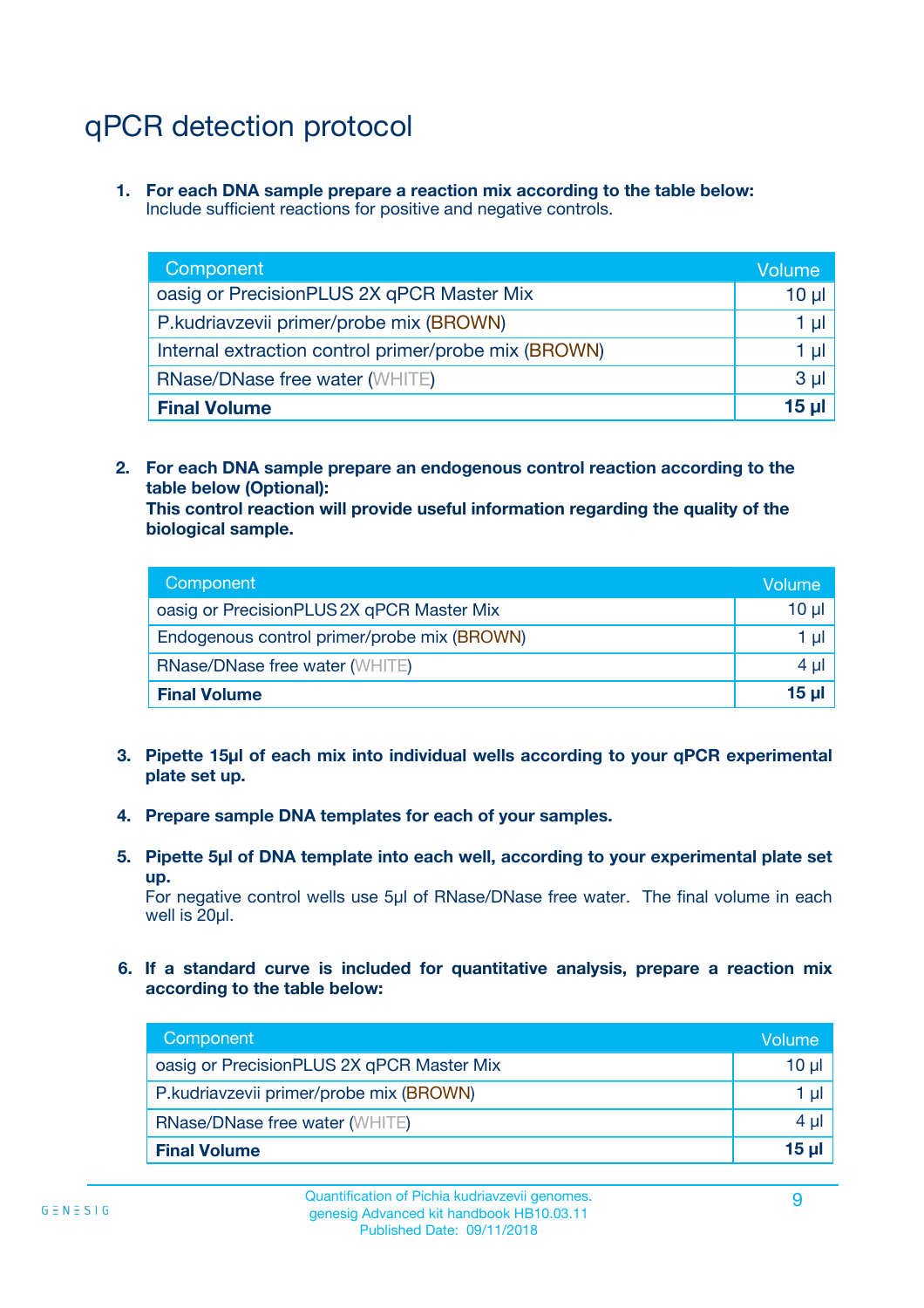# qPCR detection protocol

1. **For each DNA sample prepare a reaction mix according to the table below:**
   Include sufficient reactions for positive and negative controls.

| Component | Volume |
|---|---|
| oasig or PrecisionPLUS 2X qPCR Master Mix | 10 µl |
| P.kudriavzevii primer/probe mix (BROWN) | 1 µl |
| Internal extraction control primer/probe mix (BROWN) | 1 µl |
| RNase/DNase free water (WHITE) | 3 µl |
| **Final Volume** | **15 µl** |

2. **For each DNA sample prepare an endogenous control reaction according to the table below (Optional):**
   **This control reaction will provide useful information regarding the quality of the biological sample.**

| Component | Volume |
|---|---|
| oasig or PrecisionPLUS 2X qPCR Master Mix | 10 µl |
| Endogenous control primer/probe mix (BROWN) | 1 µl |
| RNase/DNase free water (WHITE) | 4 µl |
| **Final Volume** | **15 µl** |

3. **Pipette 15µl of each mix into individual wells according to your qPCR experimental plate set up.**

4. **Prepare sample DNA templates for each of your samples.**

5. **Pipette 5µl of DNA template into each well, according to your experimental plate set up.**
   For negative control wells use 5µl of RNase/DNase free water. The final volume in each well is 20µl.

6. **If a standard curve is included for quantitative analysis, prepare a reaction mix according to the table below:**

| Component | Volume |
|---|---|
| oasig or PrecisionPLUS 2X qPCR Master Mix | 10 µl |
| P.kudriavzevii primer/probe mix (BROWN) | 1 µl |
| RNase/DNase free water (WHITE) | 4 µl |
| **Final Volume** | **15 µl** |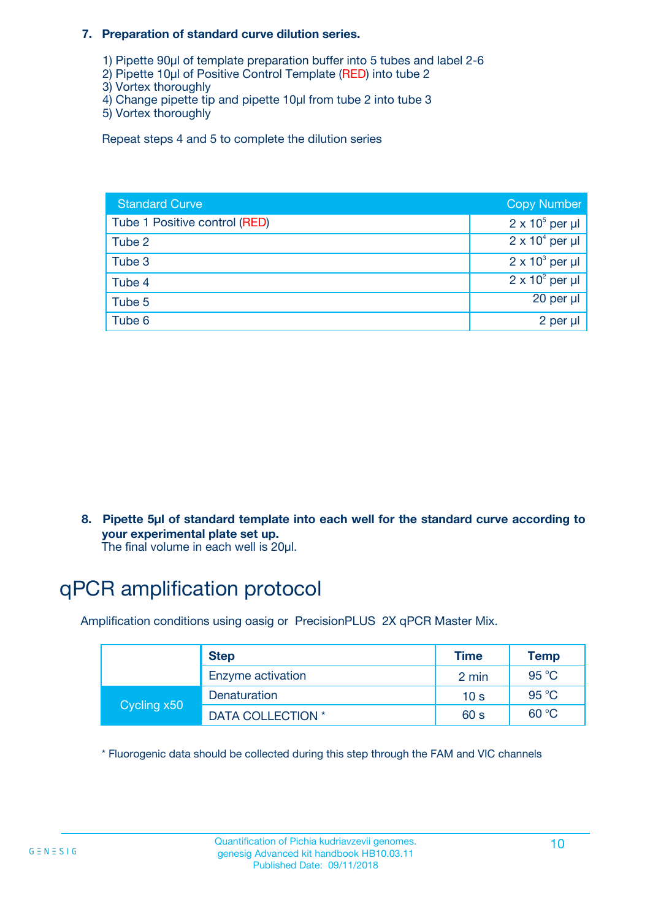7. **Preparation of standard curve dilution series.**

   1) Pipette 90µl of template preparation buffer into 5 tubes and label 2-6
   2) Pipette 10µl of Positive Control Template (RED) into tube 2
   3) Vortex thoroughly
   4) Change pipette tip and pipette 10µl from tube 2 into tube 3
   5) Vortex thoroughly

   Repeat steps 4 and 5 to complete the dilution series

| Standard Curve | Copy Number |
|---|---|
| Tube 1 Positive control (RED) | $2 \times 10^5$ per µl |
| Tube 2 | $2 \times 10^4$ per µl |
| Tube 3 | $2 \times 10^3$ per µl |
| Tube 4 | $2 \times 10^2$ per µl |
| Tube 5 | 20 per µl |
| Tube 6 | 2 per µl |

8. **Pipette 5µl of standard template into each well for the standard curve according to your experimental plate set up.**
   The final volume in each well is 20µl.

# qPCR amplification protocol

Amplification conditions using oasig or PrecisionPLUS 2X qPCR Master Mix.

| | Step | Time | Temp |
|---|---|---|---|
| | Enzyme activation | 2 min | 95 °C |
| Cycling x50 | Denaturation | 10 s | 95 °C |
| | DATA COLLECTION * | 60 s | 60 °C |

* Fluorogenic data should be collected during this step through the FAM and VIC channels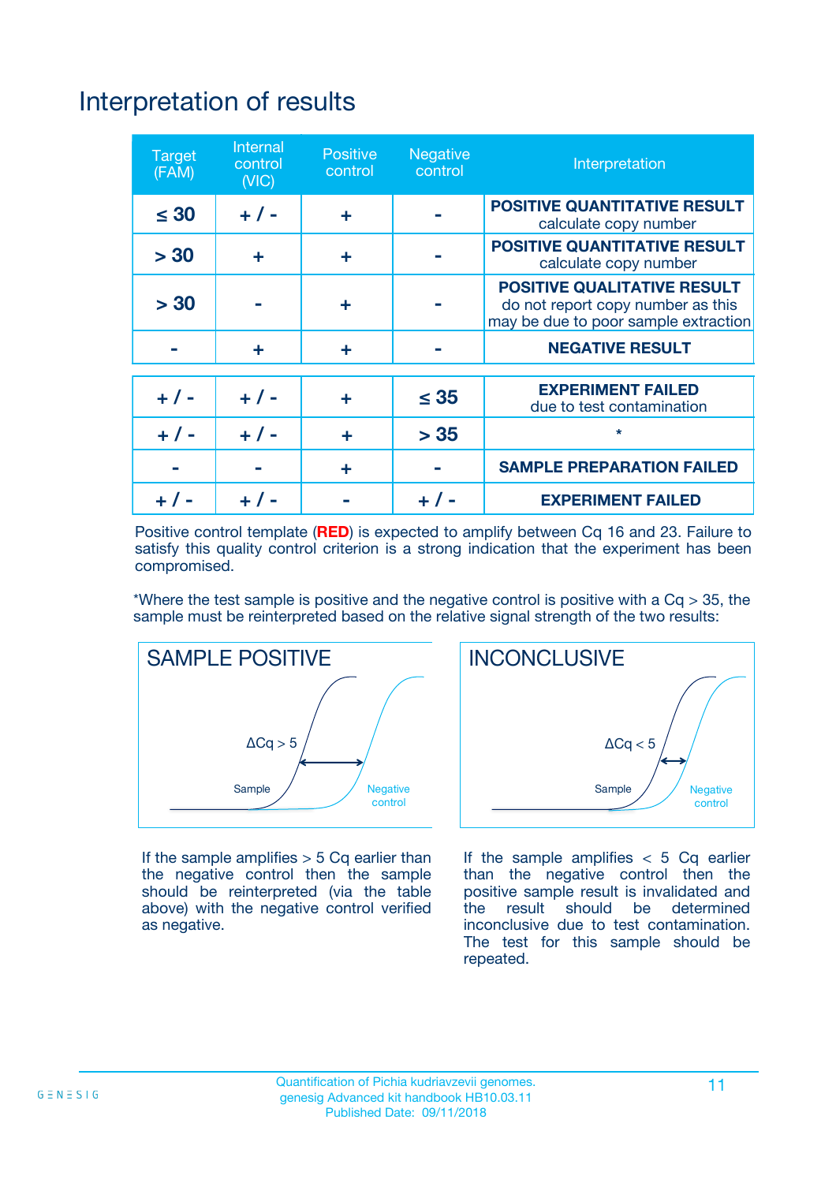# Interpretation of results

| Target (FAM) | Internal control (VIC) | Positive control | Negative control | Interpretation |
|---|---|---|---|---|
| ≤ 30 | + / - | + | - | **POSITIVE QUANTITATIVE RESULT** calculate copy number |
| > 30 | + | + | - | **POSITIVE QUANTITATIVE RESULT** calculate copy number |
| > 30 | - | + | - | **POSITIVE QUALITATIVE RESULT** do not report copy number as this may be due to poor sample extraction |
| - | + | + | - | **NEGATIVE RESULT** |
| + / - | + / - | + | ≤ 35 | **EXPERIMENT FAILED** due to test contamination |
| + / - | + / - | + | > 35 | * |
| - | - | + | - | **SAMPLE PREPARATION FAILED** |
| + / - | + / - | - | + / - | **EXPERIMENT FAILED** |

Positive control template (**RED**) is expected to amplify between Cq 16 and 23. Failure to satisfy this quality control criterion is a strong indication that the experiment has been compromised.

*Where the test sample is positive and the negative control is positive with a Cq > 35, the sample must be reinterpreted based on the relative signal strength of the two results:

**SAMPLE POSITIVE**

ΔCq > 5

Sample — Negative control

If the sample amplifies > 5 Cq earlier than the negative control then the sample should be reinterpreted (via the table above) with the negative control verified as negative.

**INCONCLUSIVE**

ΔCq < 5

Sample — Negative control

If the sample amplifies < 5 Cq earlier than the negative control then the positive sample result is invalidated and the result should be determined inconclusive due to test contamination. The test for this sample should be repeated.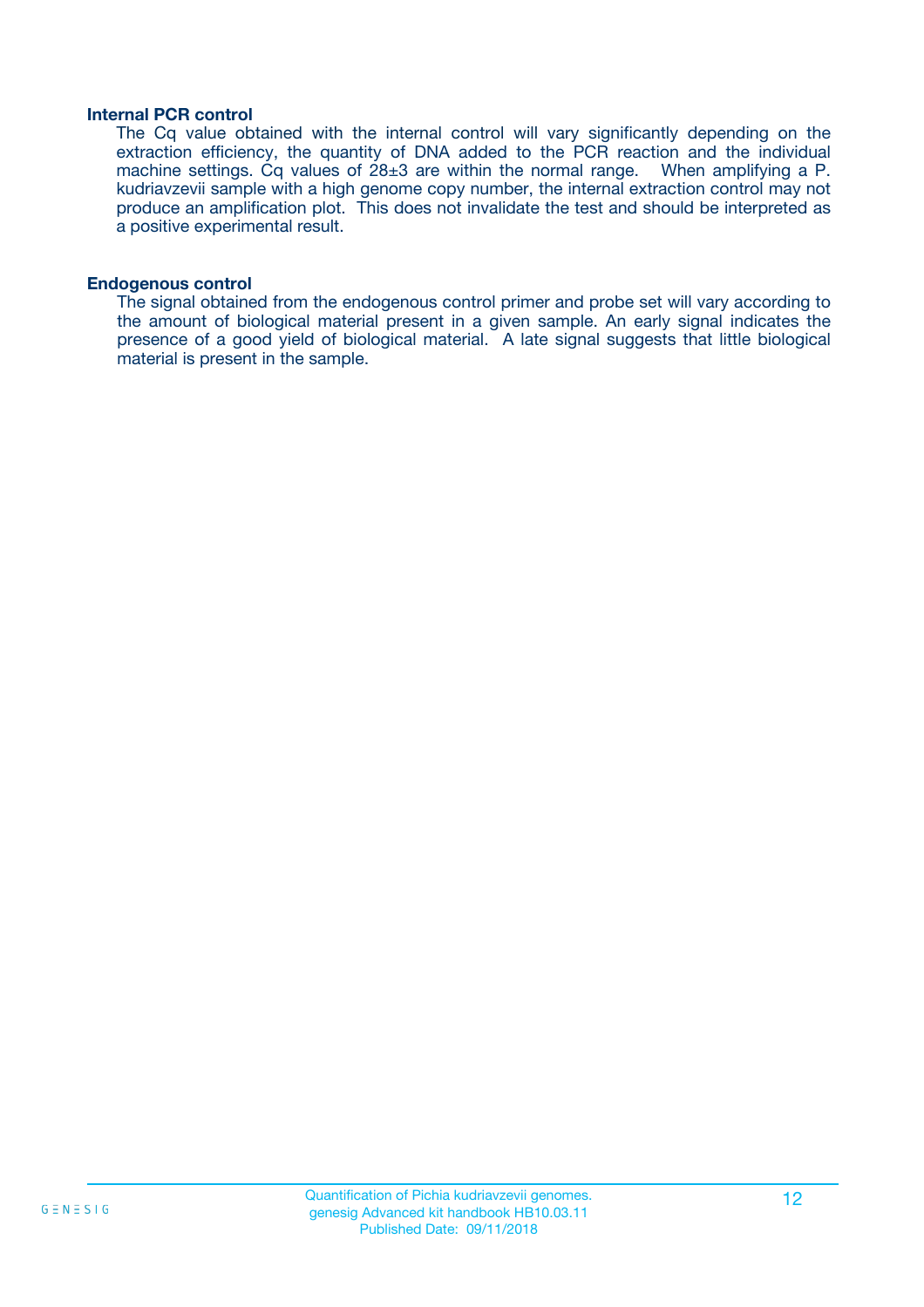### Internal PCR control

The Cq value obtained with the internal control will vary significantly depending on the extraction efficiency, the quantity of DNA added to the PCR reaction and the individual machine settings. Cq values of 28±3 are within the normal range. When amplifying a P. kudriavzevii sample with a high genome copy number, the internal extraction control may not produce an amplification plot. This does not invalidate the test and should be interpreted as a positive experimental result.

### Endogenous control

The signal obtained from the endogenous control primer and probe set will vary according to the amount of biological material present in a given sample. An early signal indicates the presence of a good yield of biological material. A late signal suggests that little biological material is present in the sample.